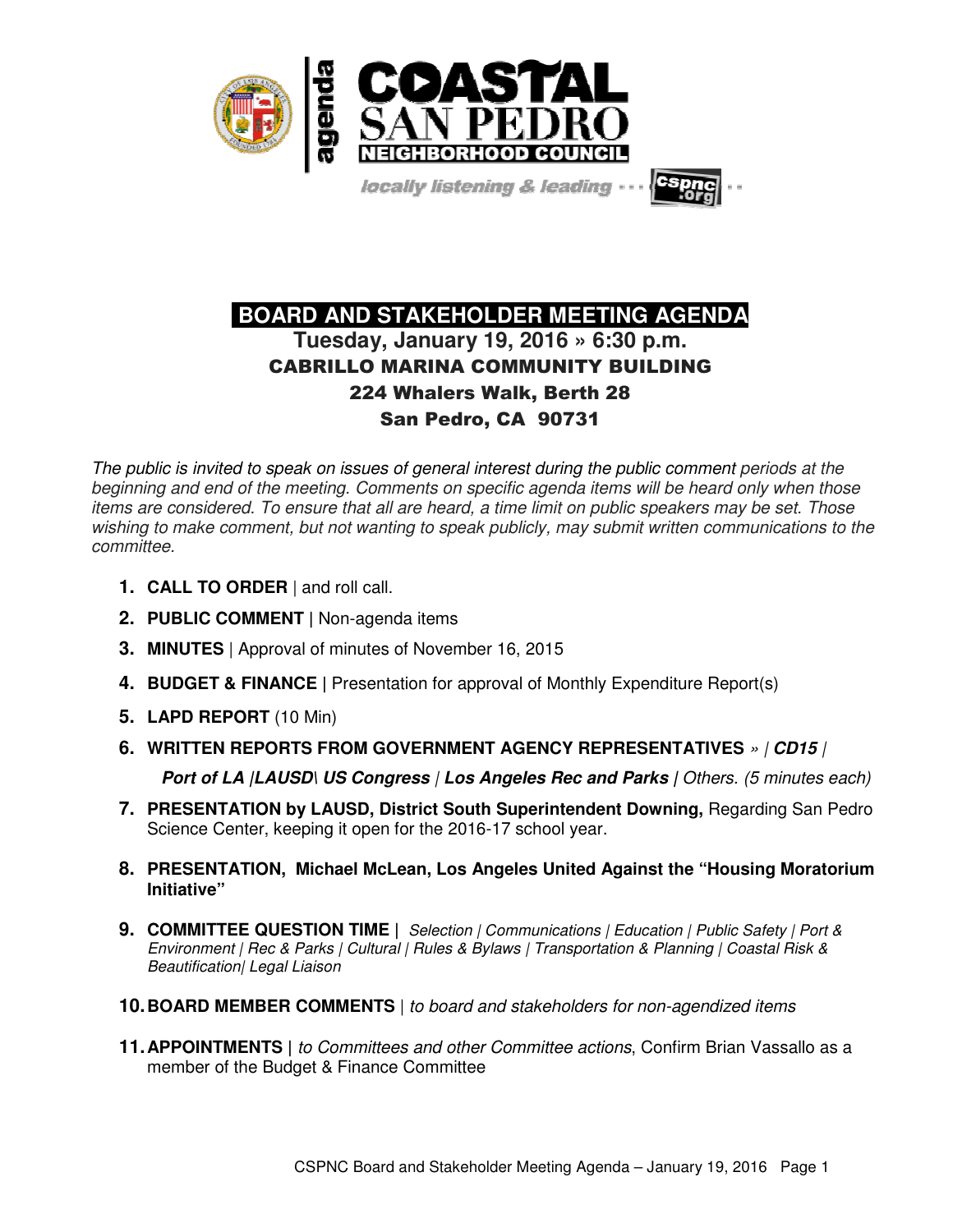agenda

# COASTAL SAN PEDRO NEIGHBORHOOD COUNCIL

*locally listening & leading* · · · cspnc.org · ·

## BOARD AND STAKEHOLDER MEETING AGENDA

### Tuesday, January 19, 2016 » 6:30 p.m.

**CABRILLO MARINA COMMUNITY BUILDING**
**224 Whalers Walk, Berth 28**
**San Pedro, CA 90731**

*The public is invited to speak on issues of general interest during the public comment periods at the beginning and end of the meeting. Comments on specific agenda items will be heard only when those items are considered. To ensure that all are heard, a time limit on public speakers may be set. Those wishing to make comment, but not wanting to speak publicly, may submit written communications to the committee.*

1. **CALL TO ORDER** | and roll call.
2. **PUBLIC COMMENT** | Non-agenda items
3. **MINUTES** | Approval of minutes of November 16, 2015
4. **BUDGET & FINANCE** | Presentation for approval of Monthly Expenditure Report(s)
5. **LAPD REPORT** (10 Min)
6. **WRITTEN REPORTS FROM GOVERNMENT AGENCY REPRESENTATIVES** *»* | ***CD15*** | ***Port of LA |LAUSD\ US Congress*** | ***Los Angeles Rec and Parks*** | *Others. (5 minutes each)*
7. **PRESENTATION by LAUSD, District South Superintendent Downing,** Regarding San Pedro Science Center, keeping it open for the 2016-17 school year.
8. **PRESENTATION, Michael McLean, Los Angeles United Against the "Housing Moratorium Initiative"**
9. **COMMITTEE QUESTION TIME |** *Selection | Communications | Education | Public Safety | Port & Environment | Rec & Parks | Cultural | Rules & Bylaws | Transportation & Planning | Coastal Risk & Beautification| Legal Liaison*
10. **BOARD MEMBER COMMENTS** | *to board and stakeholders for non-agendized items*
11. **APPOINTMENTS** | *to Committees and other Committee actions*, Confirm Brian Vassallo as a member of the Budget & Finance Committee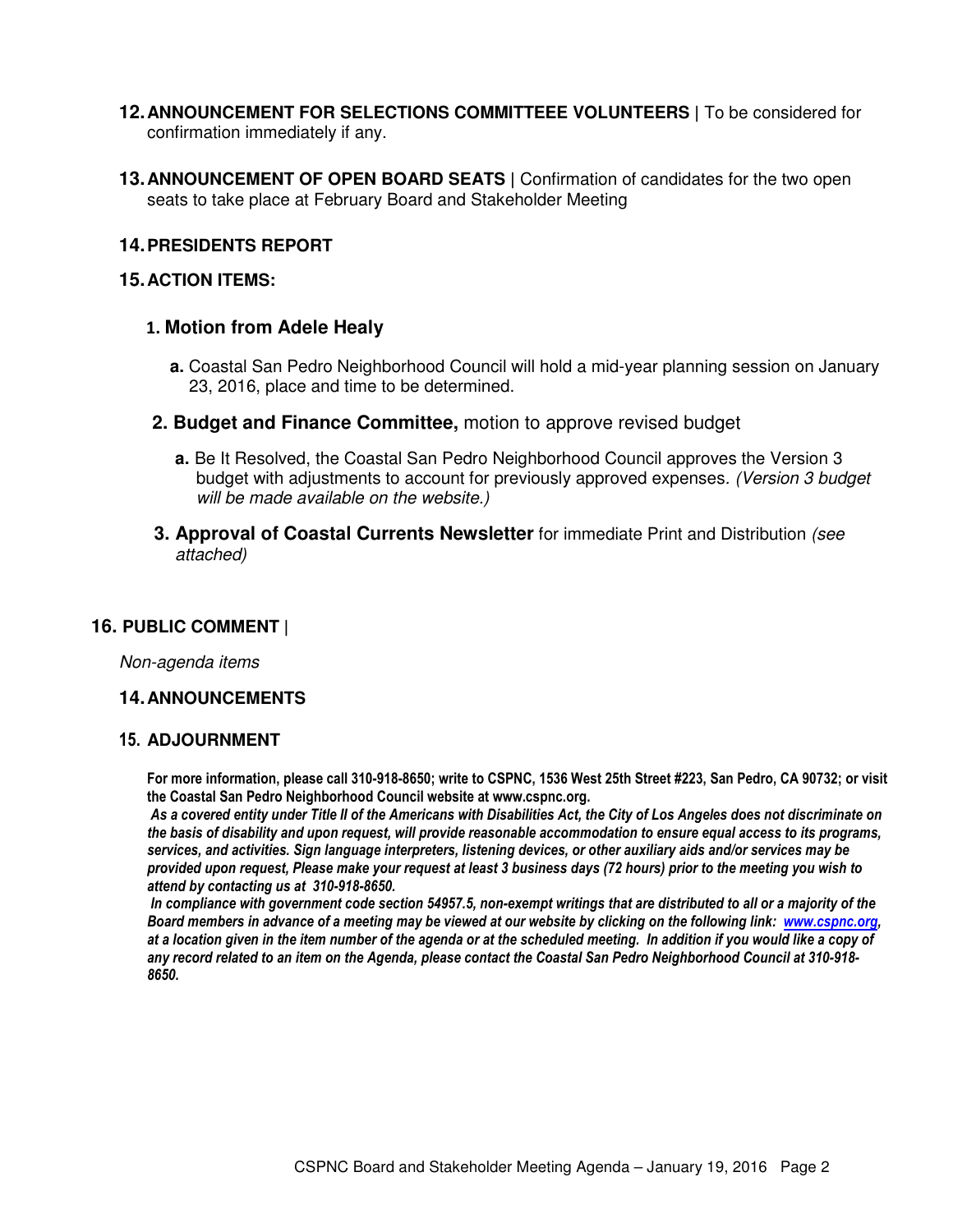**12. ANNOUNCEMENT FOR SELECTIONS COMMITTEEE VOLUNTEERS** | To be considered for confirmation immediately if any.

**13. ANNOUNCEMENT OF OPEN BOARD SEATS** | Confirmation of candidates for the two open seats to take place at February Board and Stakeholder Meeting

**14. PRESIDENTS REPORT**

**15. ACTION ITEMS:**

**1. Motion from Adele Healy**

**a.** Coastal San Pedro Neighborhood Council will hold a mid-year planning session on January 23, 2016, place and time to be determined.

**2. Budget and Finance Committee,** motion to approve revised budget

**a.** Be It Resolved, the Coastal San Pedro Neighborhood Council approves the Version 3 budget with adjustments to account for previously approved expenses. *(Version 3 budget will be made available on the website.)*

**3. Approval of Coastal Currents Newsletter** for immediate Print and Distribution *(see attached)*

**16. PUBLIC COMMENT** |

*Non-agenda items*

**14. ANNOUNCEMENTS**

**15. ADJOURNMENT**

**For more information, please call 310-918-8650; write to CSPNC, 1536 West 25th Street #223, San Pedro, CA 90732; or visit the Coastal San Pedro Neighborhood Council website at www.cspnc.org.**

***As a covered entity under Title II of the Americans with Disabilities Act, the City of Los Angeles does not discriminate on the basis of disability and upon request, will provide reasonable accommodation to ensure equal access to its programs, services, and activities. Sign language interpreters, listening devices, or other auxiliary aids and/or services may be provided upon request, Please make your request at least 3 business days (72 hours) prior to the meeting you wish to attend by contacting us at 310-918-8650.***

***In compliance with government code section 54957.5, non-exempt writings that are distributed to all or a majority of the Board members in advance of a meeting may be viewed at our website by clicking on the following link: www.cspnc.org, at a location given in the item number of the agenda or at the scheduled meeting. In addition if you would like a copy of any record related to an item on the Agenda, please contact the Coastal San Pedro Neighborhood Council at 310-918-8650.***